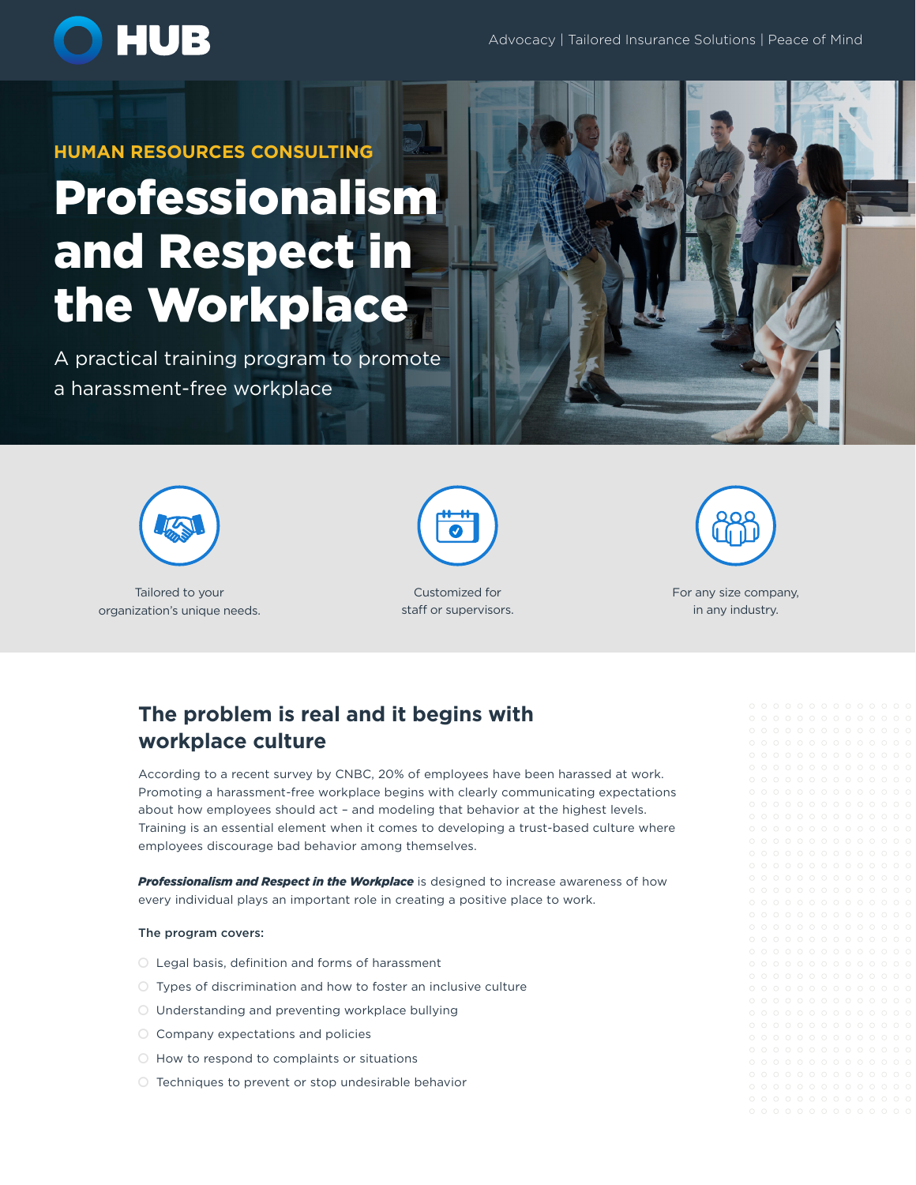HUB

Advocacy | Tailored Insurance Solutions | Peace of Mind

HUMAN RESOURCES CONSULTING

# Professionalism and Respect in the Workplace

A practical training program to promote a harassment-free workplace

Tailored to your organization's unique needs.

Customized for staff or supervisors.

For any size company, in any industry.

## The problem is real and it begins with workplace culture

According to a recent survey by CNBC, 20% of employees have been harassed at work. Promoting a harassment-free workplace begins with clearly communicating expectations about how employees should act – and modeling that behavior at the highest levels. Training is an essential element when it comes to developing a trust-based culture where employees discourage bad behavior among themselves.

***Professionalism and Respect in the Workplace*** is designed to increase awareness of how every individual plays an important role in creating a positive place to work.

**The program covers:**

- Legal basis, definition and forms of harassment
- Types of discrimination and how to foster an inclusive culture
- Understanding and preventing workplace bullying
- Company expectations and policies
- How to respond to complaints or situations
- Techniques to prevent or stop undesirable behavior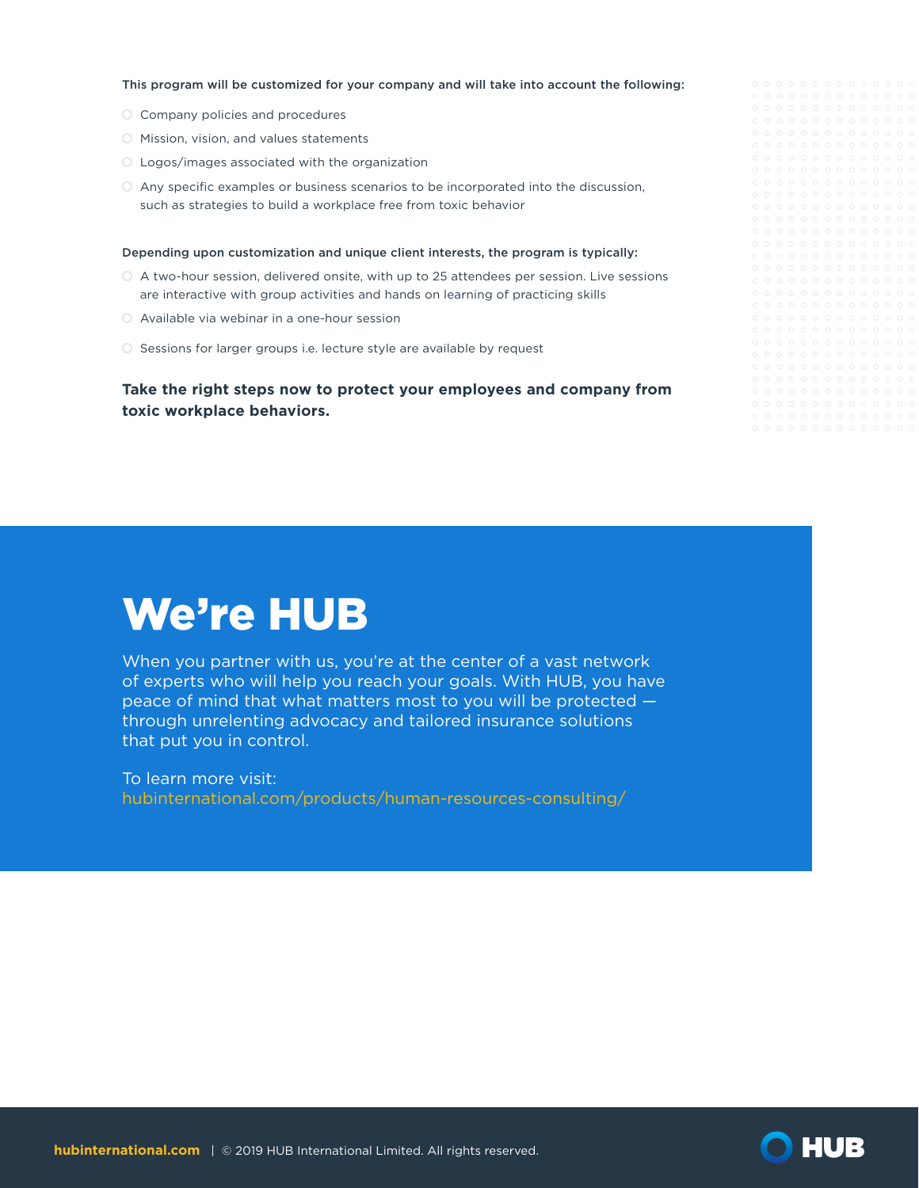**This program will be customized for your company and will take into account the following:**

- Company policies and procedures
- Mission, vision, and values statements
- Logos/images associated with the organization
- Any specific examples or business scenarios to be incorporated into the discussion, such as strategies to build a workplace free from toxic behavior

**Depending upon customization and unique client interests, the program is typically:**

- A two-hour session, delivered onsite, with up to 25 attendees per session. Live sessions are interactive with group activities and hands on learning of practicing skills
- Available via webinar in a one-hour session
- Sessions for larger groups i.e. lecture style are available by request

**Take the right steps now to protect your employees and company from toxic workplace behaviors.**

# We're HUB

When you partner with us, you're at the center of a vast network of experts who will help you reach your goals. With HUB, you have peace of mind that what matters most to you will be protected — through unrelenting advocacy and tailored insurance solutions that put you in control.

To learn more visit:
hubinternational.com/products/human-resources-consulting/

**hubinternational.com** | © 2019 HUB International Limited. All rights reserved.

HUB